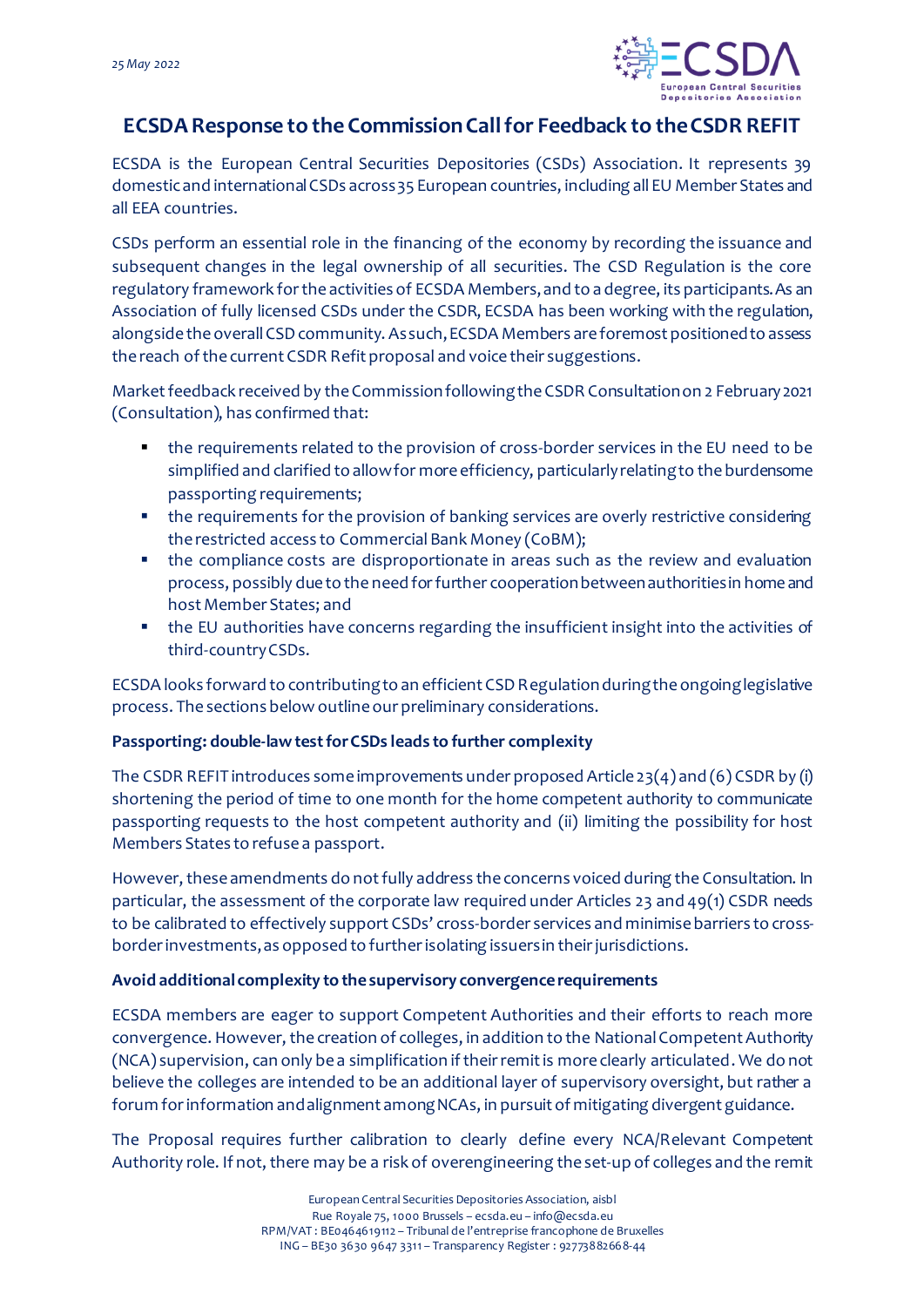25 May 2022

# ECSDA Response to the Commission Call for Feedback to the CSDR REFIT

ECSDA is the European Central Securities Depositories (CSDs) Association. It represents 39 domestic and international CSDs across 35 European countries, including all EU Member States and all EEA countries.

CSDs perform an essential role in the financing of the economy by recording the issuance and subsequent changes in the legal ownership of all securities. The CSD Regulation is the core regulatory framework for the activities of ECSDA Members, and to a degree, its participants. As an Association of fully licensed CSDs under the CSDR, ECSDA has been working with the regulation, alongside the overall CSD community. As such, ECSDA Members are foremost positioned to assess the reach of the current CSDR Refit proposal and voice their suggestions.

Market feedback received by the Commission following the CSDR Consultation on 2 February 2021 (Consultation), has confirmed that:

- the requirements related to the provision of cross-border services in the EU need to be simplified and clarified to allow for more efficiency, particularly relating to the burdensome passporting requirements;
- the requirements for the provision of banking services are overly restrictive considering the restricted access to Commercial Bank Money (CoBM);
- the compliance costs are disproportionate in areas such as the review and evaluation process, possibly due to the need for further cooperation between authorities in home and host Member States; and
- the EU authorities have concerns regarding the insufficient insight into the activities of third-country CSDs.

ECSDA looks forward to contributing to an efficient CSD Regulation during the ongoing legislative process. The sections below outline our preliminary considerations.

**Passporting: double-law test for CSDs leads to further complexity**

The CSDR REFIT introduces some improvements under proposed Article 23(4) and (6) CSDR by (i) shortening the period of time to one month for the home competent authority to communicate passporting requests to the host competent authority and (ii) limiting the possibility for host Members States to refuse a passport.

However, these amendments do not fully address the concerns voiced during the Consultation. In particular, the assessment of the corporate law required under Articles 23 and 49(1) CSDR needs to be calibrated to effectively support CSDs' cross-border services and minimise barriers to cross-border investments, as opposed to further isolating issuers in their jurisdictions.

**Avoid additional complexity to the supervisory convergence requirements**

ECSDA members are eager to support Competent Authorities and their efforts to reach more convergence. However, the creation of colleges, in addition to the National Competent Authority (NCA) supervision, can only be a simplification if their remit is more clearly articulated. We do not believe the colleges are intended to be an additional layer of supervisory oversight, but rather a forum for information and alignment among NCAs, in pursuit of mitigating divergent guidance.

The Proposal requires further calibration to clearly define every NCA/Relevant Competent Authority role. If not, there may be a risk of overengineering the set-up of colleges and the remit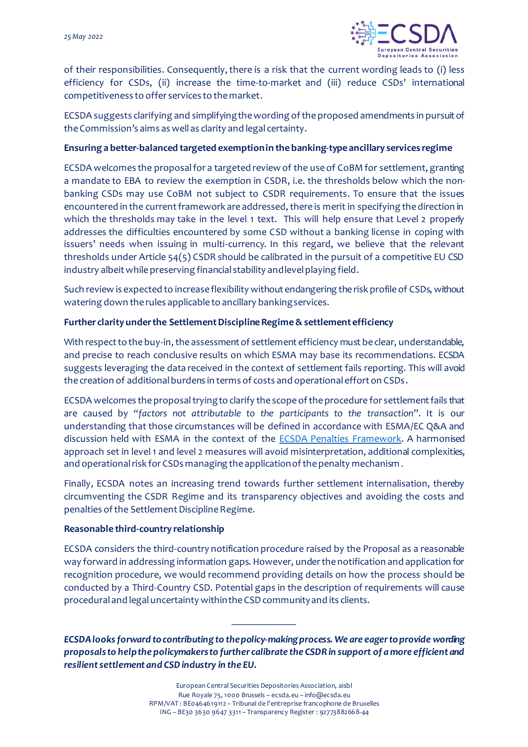of their responsibilities. Consequently, there is a risk that the current wording leads to (i) less efficiency for CSDs, (ii) increase the time-to-market and (iii) reduce CSDs' international competitiveness to offer services to the market.

ECSDA suggests clarifying and simplifying the wording of the proposed amendments in pursuit of the Commission's aims as well as clarity and legal certainty.

**Ensuring a better-balanced targeted exemption in the banking-type ancillary services regime**

ECSDA welcomes the proposal for a targeted review of the use of CoBM for settlement, granting a mandate to EBA to review the exemption in CSDR, i.e. the thresholds below which the non-banking CSDs may use CoBM not subject to CSDR requirements. To ensure that the issues encountered in the current framework are addressed, there is merit in specifying the direction in which the thresholds may take in the level 1 text. This will help ensure that Level 2 properly addresses the difficulties encountered by some CSD without a banking license in coping with issuers' needs when issuing in multi-currency. In this regard, we believe that the relevant thresholds under Article 54(5) CSDR should be calibrated in the pursuit of a competitive EU CSD industry albeit while preserving financial stability and level playing field.

Such review is expected to increase flexibility without endangering the risk profile of CSDs, without watering down the rules applicable to ancillary banking services.

**Further clarity under the Settlement Discipline Regime & settlement efficiency**

With respect to the buy-in, the assessment of settlement efficiency must be clear, understandable, and precise to reach conclusive results on which ESMA may base its recommendations. ECSDA suggests leveraging the data received in the context of settlement fails reporting. This will avoid the creation of additional burdens in terms of costs and operational effort on CSDs.

ECSDA welcomes the proposal trying to clarify the scope of the procedure for settlement fails that are caused by "*factors not attributable to the participants to the transaction*". It is our understanding that those circumstances will be defined in accordance with ESMA/EC Q&A and discussion held with ESMA in the context of the ECSDA Penalties Framework. A harmonised approach set in level 1 and level 2 measures will avoid misinterpretation, additional complexities, and operational risk for CSDs managing the application of the penalty mechanism.

Finally, ECSDA notes an increasing trend towards further settlement internalisation, thereby circumventing the CSDR Regime and its transparency objectives and avoiding the costs and penalties of the Settlement Discipline Regime.

**Reasonable third-country relationship**

ECSDA considers the third-country notification procedure raised by the Proposal as a reasonable way forward in addressing information gaps. However, under the notification and application for recognition procedure, we would recommend providing details on how the process should be conducted by a Third-Country CSD. Potential gaps in the description of requirements will cause procedural and legal uncertainty within the CSD community and its clients.

---

***ECSDA looks forward to contributing to the policy-making process. We are eager to provide wording proposals to help the policymakers to further calibrate the CSDR in support of a more efficient and resilient settlement and CSD industry in the EU.***